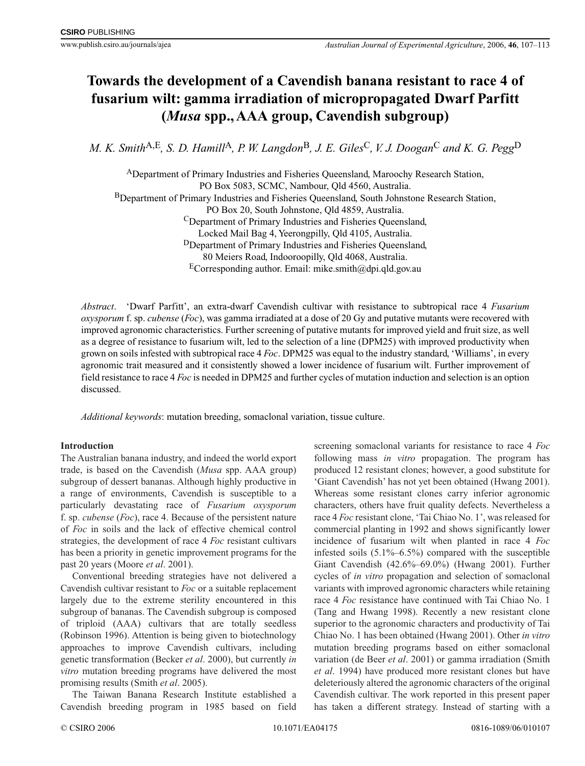# Towards the development of a Cavendish banana resistant to race 4 of fusarium wilt: gamma irradiation of micropropagated Dwarf Parfitt (*Musa* spp., AAA group, Cavendish subgroup)

*M. K. Smith*[A,E], *S. D. Hamill*[A], *P. W. Langdon*[B], *J. E. Giles*[C], *V. J. Doogan*[C] *and K. G. Pegg*[D]

[A]Department of Primary Industries and Fisheries Queensland, Maroochy Research Station, PO Box 5083, SCMC, Nambour, Qld 4560, Australia.
[B]Department of Primary Industries and Fisheries Queensland, South Johnstone Research Station, PO Box 20, South Johnstone, Qld 4859, Australia.
[C]Department of Primary Industries and Fisheries Queensland, Locked Mail Bag 4, Yeerongpilly, Qld 4105, Australia.
[D]Department of Primary Industries and Fisheries Queensland, 80 Meiers Road, Indooroopilly, Qld 4068, Australia.
[E]Corresponding author. Email: mike.smith@dpi.qld.gov.au

*Abstract*. 'Dwarf Parfitt', an extra-dwarf Cavendish cultivar with resistance to subtropical race 4 *Fusarium oxysporum* f. sp. *cubense* (*Foc*), was gamma irradiated at a dose of 20 Gy and putative mutants were recovered with improved agronomic characteristics. Further screening of putative mutants for improved yield and fruit size, as well as a degree of resistance to fusarium wilt, led to the selection of a line (DPM25) with improved productivity when grown on soils infested with subtropical race 4 *Foc*. DPM25 was equal to the industry standard, 'Williams', in every agronomic trait measured and it consistently showed a lower incidence of fusarium wilt. Further improvement of field resistance to race 4 *Foc* is needed in DPM25 and further cycles of mutation induction and selection is an option discussed.

*Additional keywords*: mutation breeding, somaclonal variation, tissue culture.

## Introduction

The Australian banana industry, and indeed the world export trade, is based on the Cavendish (*Musa* spp. AAA group) subgroup of dessert bananas. Although highly productive in a range of environments, Cavendish is susceptible to a particularly devastating race of *Fusarium oxysporum* f. sp. *cubense* (*Foc*), race 4. Because of the persistent nature of *Foc* in soils and the lack of effective chemical control strategies, the development of race 4 *Foc* resistant cultivars has been a priority in genetic improvement programs for the past 20 years (Moore *et al*. 2001).

Conventional breeding strategies have not delivered a Cavendish cultivar resistant to *Foc* or a suitable replacement largely due to the extreme sterility encountered in this subgroup of bananas. The Cavendish subgroup is composed of triploid (AAA) cultivars that are totally seedless (Robinson 1996). Attention is being given to biotechnology approaches to improve Cavendish cultivars, including genetic transformation (Becker *et al*. 2000), but currently *in vitro* mutation breeding programs have delivered the most promising results (Smith *et al*. 2005).

The Taiwan Banana Research Institute established a Cavendish breeding program in 1985 based on field screening somaclonal variants for resistance to race 4 *Foc* following mass *in vitro* propagation. The program has produced 12 resistant clones; however, a good substitute for 'Giant Cavendish' has not yet been obtained (Hwang 2001). Whereas some resistant clones carry inferior agronomic characters, others have fruit quality defects. Nevertheless a race 4 *Foc* resistant clone, 'Tai Chiao No. 1', was released for commercial planting in 1992 and shows significantly lower incidence of fusarium wilt when planted in race 4 *Foc* infested soils (5.1%–6.5%) compared with the susceptible Giant Cavendish (42.6%–69.0%) (Hwang 2001). Further cycles of *in vitro* propagation and selection of somaclonal variants with improved agronomic characters while retaining race 4 *Foc* resistance have continued with Tai Chiao No. 1 (Tang and Hwang 1998). Recently a new resistant clone superior to the agronomic characters and productivity of Tai Chiao No. 1 has been obtained (Hwang 2001). Other *in vitro* mutation breeding programs based on either somaclonal variation (de Beer *et al*. 2001) or gamma irradiation (Smith *et al*. 1994) have produced more resistant clones but have deleteriously altered the agronomic characters of the original Cavendish cultivar. The work reported in this present paper has taken a different strategy. Instead of starting with a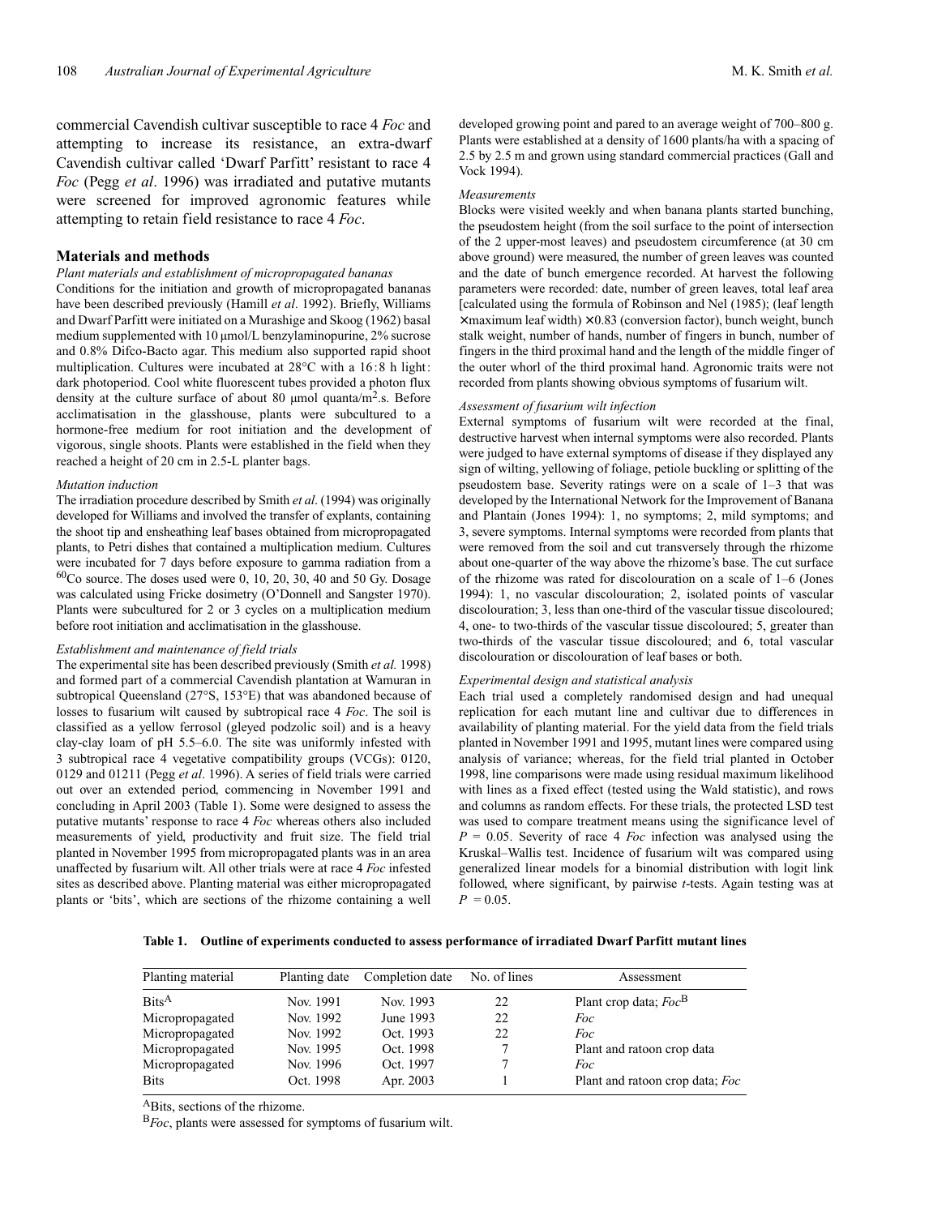commercial Cavendish cultivar susceptible to race 4 *Foc* and attempting to increase its resistance, an extra-dwarf Cavendish cultivar called 'Dwarf Parfitt' resistant to race 4 *Foc* (Pegg *et al*. 1996) was irradiated and putative mutants were screened for improved agronomic features while attempting to retain field resistance to race 4 *Foc*.

## Materials and methods

### *Plant materials and establishment of micropropagated bananas*

Conditions for the initiation and growth of micropropagated bananas have been described previously (Hamill *et al*. 1992). Briefly, Williams and Dwarf Parfitt were initiated on a Murashige and Skoog (1962) basal medium supplemented with 10 μmol/L benzylaminopurine, 2% sucrose and 0.8% Difco-Bacto agar. This medium also supported rapid shoot multiplication. Cultures were incubated at 28°C with a 16 : 8 h light : dark photoperiod. Cool white fluorescent tubes provided a photon flux density at the culture surface of about 80 μmol quanta/$m^2$.s. Before acclimatisation in the glasshouse, plants were subcultured to a hormone-free medium for root initiation and the development of vigorous, single shoots. Plants were established in the field when they reached a height of 20 cm in 2.5-L planter bags.

### *Mutation induction*

The irradiation procedure described by Smith *et al*. (1994) was originally developed for Williams and involved the transfer of explants, containing the shoot tip and ensheathing leaf bases obtained from micropropagated plants, to Petri dishes that contained a multiplication medium. Cultures were incubated for 7 days before exposure to gamma radiation from a $^{60}$Co source. The doses used were 0, 10, 20, 30, 40 and 50 Gy. Dosage was calculated using Fricke dosimetry (O'Donnell and Sangster 1970). Plants were subcultured for 2 or 3 cycles on a multiplication medium before root initiation and acclimatisation in the glasshouse.

### *Establishment and maintenance of field trials*

The experimental site has been described previously (Smith *et al.* 1998) and formed part of a commercial Cavendish plantation at Wamuran in subtropical Queensland (27°S, 153°E) that was abandoned because of losses to fusarium wilt caused by subtropical race 4 *Foc*. The soil is classified as a yellow ferrosol (gleyed podzolic soil) and is a heavy clay-clay loam of pH 5.5–6.0. The site was uniformly infested with 3 subtropical race 4 vegetative compatibility groups (VCGs): 0120, 0129 and 01211 (Pegg *et al*. 1996). A series of field trials were carried out over an extended period, commencing in November 1991 and concluding in April 2003 (Table 1). Some were designed to assess the putative mutants' response to race 4 *Foc* whereas others also included measurements of yield, productivity and fruit size. The field trial planted in November 1995 from micropropagated plants was in an area unaffected by fusarium wilt. All other trials were at race 4 *Foc* infested sites as described above. Planting material was either micropropagated plants or 'bits', which are sections of the rhizome containing a well developed growing point and pared to an average weight of 700–800 g. Plants were established at a density of 1600 plants/ha with a spacing of 2.5 by 2.5 m and grown using standard commercial practices (Gall and Vock 1994).

### *Measurements*

Blocks were visited weekly and when banana plants started bunching, the pseudostem height (from the soil surface to the point of intersection of the 2 upper-most leaves) and pseudostem circumference (at 30 cm above ground) were measured, the number of green leaves was counted and the date of bunch emergence recorded. At harvest the following parameters were recorded: date, number of green leaves, total leaf area [calculated using the formula of Robinson and Nel (1985); (leaf length × maximum leaf width) × 0.83 (conversion factor), bunch weight, bunch stalk weight, number of hands, number of fingers in bunch, number of fingers in the third proximal hand and the length of the middle finger of the outer whorl of the third proximal hand. Agronomic traits were not recorded from plants showing obvious symptoms of fusarium wilt.

### *Assessment of fusarium wilt infection*

External symptoms of fusarium wilt were recorded at the final, destructive harvest when internal symptoms were also recorded. Plants were judged to have external symptoms of disease if they displayed any sign of wilting, yellowing of foliage, petiole buckling or splitting of the pseudostem base. Severity ratings were on a scale of 1–3 that was developed by the International Network for the Improvement of Banana and Plantain (Jones 1994): 1, no symptoms; 2, mild symptoms; and 3, severe symptoms. Internal symptoms were recorded from plants that were removed from the soil and cut transversely through the rhizome about one-quarter of the way above the rhizome's base. The cut surface of the rhizome was rated for discolouration on a scale of 1–6 (Jones 1994): 1, no vascular discolouration; 2, isolated points of vascular discolouration; 3, less than one-third of the vascular tissue discoloured; 4, one- to two-thirds of the vascular tissue discoloured; 5, greater than two-thirds of the vascular tissue discoloured; and 6, total vascular discolouration or discolouration of leaf bases or both.

### *Experimental design and statistical analysis*

Each trial used a completely randomised design and had unequal replication for each mutant line and cultivar due to differences in availability of planting material. For the yield data from the field trials planted in November 1991 and 1995, mutant lines were compared using analysis of variance; whereas, for the field trial planted in October 1998, line comparisons were made using residual maximum likelihood with lines as a fixed effect (tested using the Wald statistic), and rows and columns as random effects. For these trials, the protected LSD test was used to compare treatment means using the significance level of $P$ = 0.05. Severity of race 4 *Foc* infection was analysed using the Kruskal–Wallis test. Incidence of fusarium wilt was compared using generalized linear models for a binomial distribution with logit link followed, where significant, by pairwise *t*-tests. Again testing was at $P$ = 0.05.

**Table 1. Outline of experiments conducted to assess performance of irradiated Dwarf Parfitt mutant lines**

| Planting material | Planting date | Completion date | No. of lines | Assessment |
|---|---|---|---|---|
| Bits[A] | Nov. 1991 | Nov. 1993 | 22 | Plant crop data; *Foc*[B] |
| Micropropagated | Nov. 1992 | June 1993 | 22 | *Foc* |
| Micropropagated | Nov. 1992 | Oct. 1993 | 22 | *Foc* |
| Micropropagated | Nov. 1995 | Oct. 1998 | 7 | Plant and ratoon crop data |
| Micropropagated | Nov. 1996 | Oct. 1997 | 7 | *Foc* |
| Bits | Oct. 1998 | Apr. 2003 | 1 | Plant and ratoon crop data; *Foc* |

[A]Bits, sections of the rhizome.

[B]*Foc*, plants were assessed for symptoms of fusarium wilt.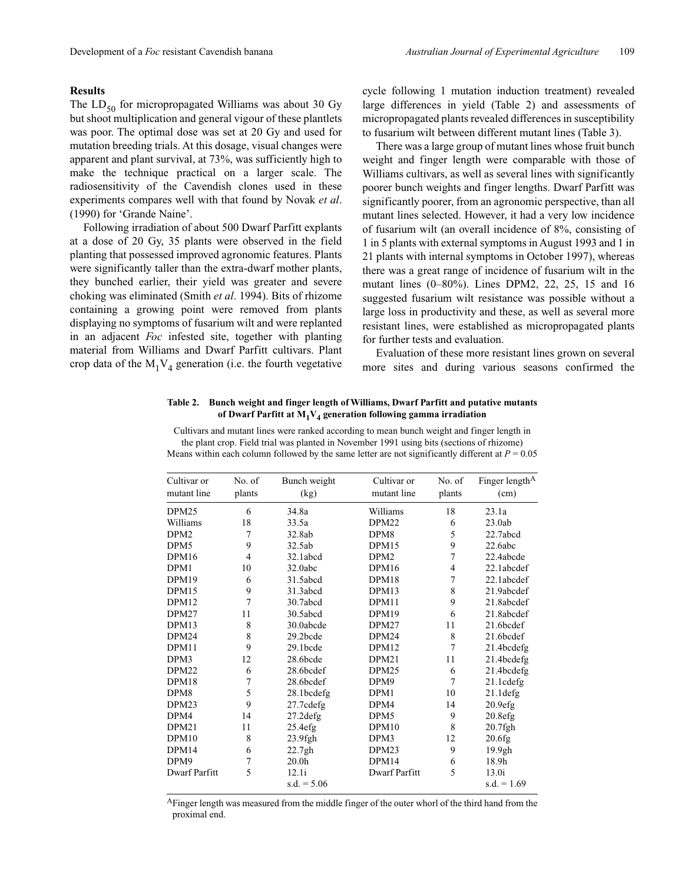## Results

The $LD_{50}$ for micropropagated Williams was about 30 Gy but shoot multiplication and general vigour of these plantlets was poor. The optimal dose was set at 20 Gy and used for mutation breeding trials. At this dosage, visual changes were apparent and plant survival, at 73%, was sufficiently high to make the technique practical on a larger scale. The radiosensitivity of the Cavendish clones used in these experiments compares well with that found by Novak *et al*. (1990) for 'Grande Naine'.

Following irradiation of about 500 Dwarf Parfitt explants at a dose of 20 Gy, 35 plants were observed in the field planting that possessed improved agronomic features. Plants were significantly taller than the extra-dwarf mother plants, they bunched earlier, their yield was greater and severe choking was eliminated (Smith *et al*. 1994). Bits of rhizome containing a growing point were removed from plants displaying no symptoms of fusarium wilt and were replanted in an adjacent *Foc* infested site, together with planting material from Williams and Dwarf Parfitt cultivars. Plant crop data of the $M_1V_4$ generation (i.e. the fourth vegetative cycle following 1 mutation induction treatment) revealed large differences in yield (Table 2) and assessments of micropropagated plants revealed differences in susceptibility to fusarium wilt between different mutant lines (Table 3).

There was a large group of mutant lines whose fruit bunch weight and finger length were comparable with those of Williams cultivars, as well as several lines with significantly poorer bunch weights and finger lengths. Dwarf Parfitt was significantly poorer, from an agronomic perspective, than all mutant lines selected. However, it had a very low incidence of fusarium wilt (an overall incidence of 8%, consisting of 1 in 5 plants with external symptoms in August 1993 and 1 in 21 plants with internal symptoms in October 1997), whereas there was a great range of incidence of fusarium wilt in the mutant lines (0–80%). Lines DPM2, 22, 25, 15 and 16 suggested fusarium wilt resistance was possible without a large loss in productivity and these, as well as several more resistant lines, were established as micropropagated plants for further tests and evaluation.

Evaluation of these more resistant lines grown on several more sites and during various seasons confirmed the

**Table 2. Bunch weight and finger length of Williams, Dwarf Parfitt and putative mutants of Dwarf Parfitt at $M_1V_4$ generation following gamma irradiation**

Cultivars and mutant lines were ranked according to mean bunch weight and finger length in the plant crop. Field trial was planted in November 1991 using bits (sections of rhizome)
Means within each column followed by the same letter are not significantly different at $P = 0.05$

| Cultivar or mutant line | No. of plants | Bunch weight (kg) | Cultivar or mutant line | No. of plants | Finger length[A] (cm) |
|---|---|---|---|---|---|
| DPM25 | 6 | 34.8a | Williams | 18 | 23.1a |
| Williams | 18 | 33.5a | DPM22 | 6 | 23.0ab |
| DPM2 | 7 | 32.8ab | DPM8 | 5 | 22.7abcd |
| DPM5 | 9 | 32.5ab | DPM15 | 9 | 22.6abc |
| DPM16 | 4 | 32.1abcd | DPM2 | 7 | 22.4abcde |
| DPM1 | 10 | 32.0abc | DPM16 | 4 | 22.1abcdef |
| DPM19 | 6 | 31.5abcd | DPM18 | 7 | 22.1abcdef |
| DPM15 | 9 | 31.3abcd | DPM13 | 8 | 21.9abcdef |
| DPM12 | 7 | 30.7abcd | DPM11 | 9 | 21.8abcdef |
| DPM27 | 11 | 30.5abcd | DPM19 | 6 | 21.8abcdef |
| DPM13 | 8 | 30.0abcde | DPM27 | 11 | 21.6bcdef |
| DPM24 | 8 | 29.2bcde | DPM24 | 8 | 21.6bcdef |
| DPM11 | 9 | 29.1bcde | DPM12 | 7 | 21.4bcdefg |
| DPM3 | 12 | 28.6bcde | DPM21 | 11 | 21.4bcdefg |
| DPM22 | 6 | 28.6bcdef | DPM25 | 6 | 21.4bcdefg |
| DPM18 | 7 | 28.6bcdef | DPM9 | 7 | 21.1cdefg |
| DPM8 | 5 | 28.1bcdefg | DPM1 | 10 | 21.1defg |
| DPM23 | 9 | 27.7cdefg | DPM4 | 14 | 20.9efg |
| DPM4 | 14 | 27.2defg | DPM5 | 9 | 20.8efg |
| DPM21 | 11 | 25.4efg | DPM10 | 8 | 20.7fgh |
| DPM10 | 8 | 23.9fgh | DPM3 | 12 | 20.6fg |
| DPM14 | 6 | 22.7gh | DPM23 | 9 | 19.9gh |
| DPM9 | 7 | 20.0h | DPM14 | 6 | 18.9h |
| Dwarf Parfitt | 5 | 12.1i | Dwarf Parfitt | 5 | 13.0i |
| | | s.d. = 5.06 | | | s.d. = 1.69 |

[A]Finger length was measured from the middle finger of the outer whorl of the third hand from the proximal end.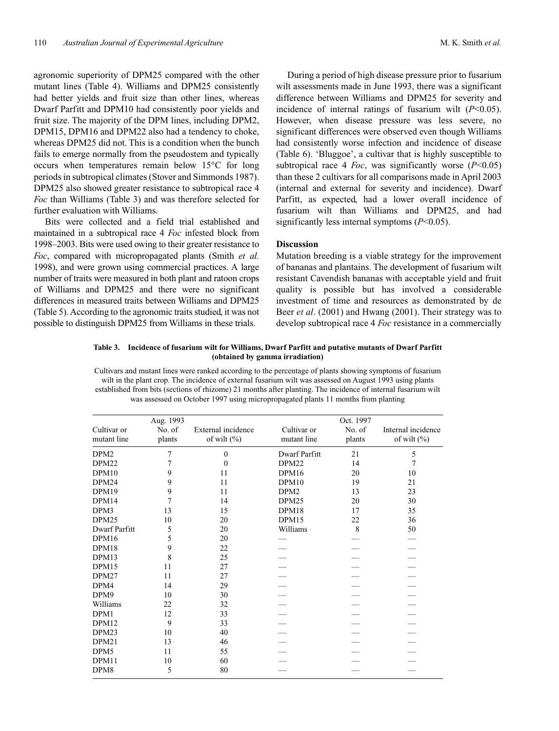agronomic superiority of DPM25 compared with the other mutant lines (Table 4). Williams and DPM25 consistently had better yields and fruit size than other lines, whereas Dwarf Parfitt and DPM10 had consistently poor yields and fruit size. The majority of the DPM lines, including DPM2, DPM15, DPM16 and DPM22 also had a tendency to choke, whereas DPM25 did not. This is a condition when the bunch fails to emerge normally from the pseudostem and typically occurs when temperatures remain below 15°C for long periods in subtropical climates (Stover and Simmonds 1987). DPM25 also showed greater resistance to subtropical race 4 *Foc* than Williams (Table 3) and was therefore selected for further evaluation with Williams.

Bits were collected and a field trial established and maintained in a subtropical race 4 *Foc* infested block from 1998–2003. Bits were used owing to their greater resistance to *Foc*, compared with micropropagated plants (Smith *et al.* 1998), and were grown using commercial practices. A large number of traits were measured in both plant and ratoon crops of Williams and DPM25 and there were no significant differences in measured traits between Williams and DPM25 (Table 5). According to the agronomic traits studied, it was not possible to distinguish DPM25 from Williams in these trials.

During a period of high disease pressure prior to fusarium wilt assessments made in June 1993, there was a significant difference between Williams and DPM25 for severity and incidence of internal ratings of fusarium wilt ($P<0.05$). However, when disease pressure was less severe, no significant differences were observed even though Williams had consistently worse infection and incidence of disease (Table 6). 'Bluggoe', a cultivar that is highly susceptible to subtropical race 4 *Foc*, was significantly worse ($P<0.05$) than these 2 cultivars for all comparisons made in April 2003 (internal and external for severity and incidence). Dwarf Parfitt, as expected, had a lower overall incidence of fusarium wilt than Williams and DPM25, and had significantly less internal symptoms ($P<0.05$).

## Discussion

Mutation breeding is a viable strategy for the improvement of bananas and plantains. The development of fusarium wilt resistant Cavendish bananas with acceptable yield and fruit quality is possible but has involved a considerable investment of time and resources as demonstrated by de Beer *et al*. (2001) and Hwang (2001). Their strategy was to develop subtropical race 4 *Foc* resistance in a commercially

**Table 3. Incidence of fusarium wilt for Williams, Dwarf Parfitt and putative mutants of Dwarf Parfitt (obtained by gamma irradiation)**

Cultivars and mutant lines were ranked according to the percentage of plants showing symptoms of fusarium wilt in the plant crop. The incidence of external fusarium wilt was assessed on August 1993 using plants established from bits (sections of rhizome) 21 months after planting. The incidence of internal fusarium wilt was assessed on October 1997 using micropropagated plants 11 months from planting

| Cultivar or mutant line | Aug. 1993 No. of plants | External incidence of wilt (%) | Cultivar or mutant line | Oct. 1997 No. of plants | Internal incidence of wilt (%) |
|---|---|---|---|---|---|
| DPM2 | 7 | 0 | Dwarf Parfitt | 21 | 5 |
| DPM22 | 7 | 0 | DPM22 | 14 | 7 |
| DPM10 | 9 | 11 | DPM16 | 20 | 10 |
| DPM24 | 9 | 11 | DPM10 | 19 | 21 |
| DPM19 | 9 | 11 | DPM2 | 13 | 23 |
| DPM14 | 7 | 14 | DPM25 | 20 | 30 |
| DPM3 | 13 | 15 | DPM18 | 17 | 35 |
| DPM25 | 10 | 20 | DPM15 | 22 | 36 |
| Dwarf Parfitt | 5 | 20 | Williams | 8 | 50 |
| DPM16 | 5 | 20 | — | — | — |
| DPM18 | 9 | 22 | — | — | — |
| DPM13 | 8 | 25 | — | — | — |
| DPM15 | 11 | 27 | — | — | — |
| DPM27 | 11 | 27 | — | — | — |
| DPM4 | 14 | 29 | — | — | — |
| DPM9 | 10 | 30 | — | — | — |
| Williams | 22 | 32 | — | — | — |
| DPM1 | 12 | 33 | — | — | — |
| DPM12 | 9 | 33 | — | — | — |
| DPM23 | 10 | 40 | — | — | — |
| DPM21 | 13 | 46 | — | — | — |
| DPM5 | 11 | 55 | — | — | — |
| DPM11 | 10 | 60 | — | — | — |
| DPM8 | 5 | 80 | — | — | — |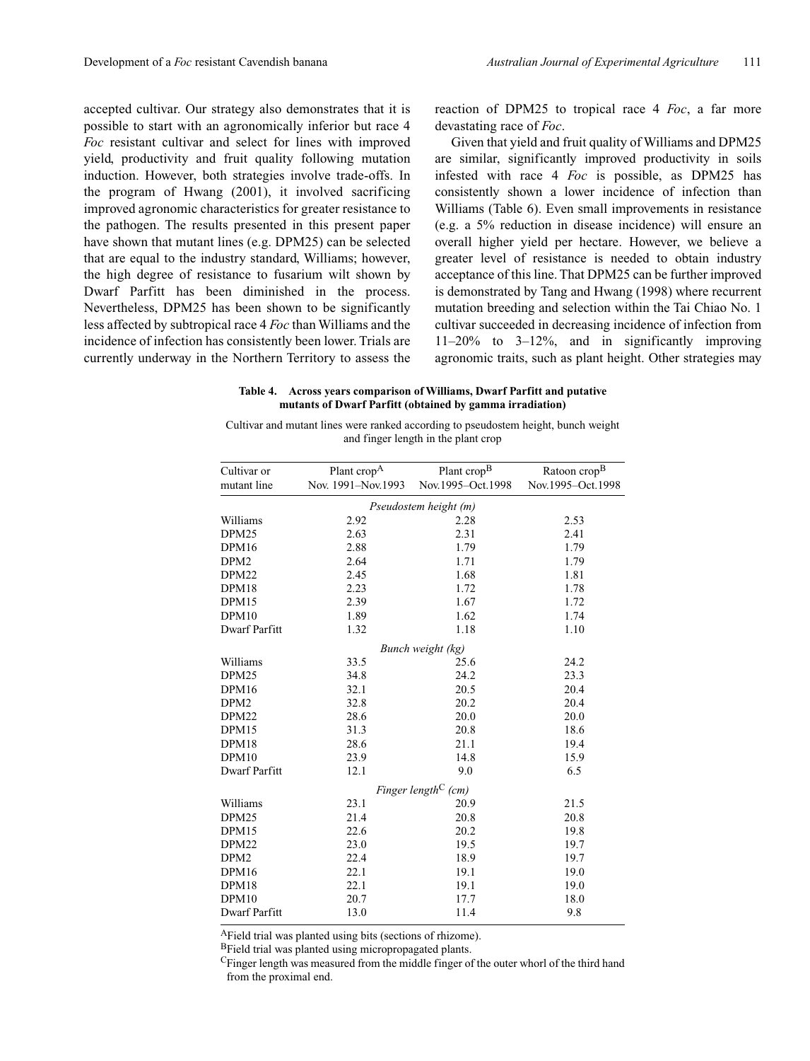accepted cultivar. Our strategy also demonstrates that it is possible to start with an agronomically inferior but race 4 *Foc* resistant cultivar and select for lines with improved yield, productivity and fruit quality following mutation induction. However, both strategies involve trade-offs. In the program of Hwang (2001), it involved sacrificing improved agronomic characteristics for greater resistance to the pathogen. The results presented in this present paper have shown that mutant lines (e.g. DPM25) can be selected that are equal to the industry standard, Williams; however, the high degree of resistance to fusarium wilt shown by Dwarf Parfitt has been diminished in the process. Nevertheless, DPM25 has been shown to be significantly less affected by subtropical race 4 *Foc* than Williams and the incidence of infection has consistently been lower. Trials are currently underway in the Northern Territory to assess the reaction of DPM25 to tropical race 4 *Foc*, a far more devastating race of *Foc*.

Given that yield and fruit quality of Williams and DPM25 are similar, significantly improved productivity in soils infested with race 4 *Foc* is possible, as DPM25 has consistently shown a lower incidence of infection than Williams (Table 6). Even small improvements in resistance (e.g. a 5% reduction in disease incidence) will ensure an overall higher yield per hectare. However, we believe a greater level of resistance is needed to obtain industry acceptance of this line. That DPM25 can be further improved is demonstrated by Tang and Hwang (1998) where recurrent mutation breeding and selection within the Tai Chiao No. 1 cultivar succeeded in decreasing incidence of infection from 11–20% to 3–12%, and in significantly improving agronomic traits, such as plant height. Other strategies may

**Table 4. Across years comparison of Williams, Dwarf Parfitt and putative mutants of Dwarf Parfitt (obtained by gamma irradiation)**

Cultivar and mutant lines were ranked according to pseudostem height, bunch weight and finger length in the plant crop

| Cultivar or mutant line | Plant crop[A] Nov. 1991–Nov.1993 | Plant crop[B] Nov.1995–Oct.1998 | Ratoon crop[B] Nov.1995–Oct.1998 |
|---|---|---|---|
| *Pseudostem height (m)* | | | |
| Williams | 2.92 | 2.28 | 2.53 |
| DPM25 | 2.63 | 2.31 | 2.41 |
| DPM16 | 2.88 | 1.79 | 1.79 |
| DPM2 | 2.64 | 1.71 | 1.79 |
| DPM22 | 2.45 | 1.68 | 1.81 |
| DPM18 | 2.23 | 1.72 | 1.78 |
| DPM15 | 2.39 | 1.67 | 1.72 |
| DPM10 | 1.89 | 1.62 | 1.74 |
| Dwarf Parfitt | 1.32 | 1.18 | 1.10 |
| *Bunch weight (kg)* | | | |
| Williams | 33.5 | 25.6 | 24.2 |
| DPM25 | 34.8 | 24.2 | 23.3 |
| DPM16 | 32.1 | 20.5 | 20.4 |
| DPM2 | 32.8 | 20.2 | 20.4 |
| DPM22 | 28.6 | 20.0 | 20.0 |
| DPM15 | 31.3 | 20.8 | 18.6 |
| DPM18 | 28.6 | 21.1 | 19.4 |
| DPM10 | 23.9 | 14.8 | 15.9 |
| Dwarf Parfitt | 12.1 | 9.0 | 6.5 |
| *Finger length[C] (cm)* | | | |
| Williams | 23.1 | 20.9 | 21.5 |
| DPM25 | 21.4 | 20.8 | 20.8 |
| DPM15 | 22.6 | 20.2 | 19.8 |
| DPM22 | 23.0 | 19.5 | 19.7 |
| DPM2 | 22.4 | 18.9 | 19.7 |
| DPM16 | 22.1 | 19.1 | 19.0 |
| DPM18 | 22.1 | 19.1 | 19.0 |
| DPM10 | 20.7 | 17.7 | 18.0 |
| Dwarf Parfitt | 13.0 | 11.4 | 9.8 |

[A]Field trial was planted using bits (sections of rhizome).
[B]Field trial was planted using micropropagated plants.
[C]Finger length was measured from the middle finger of the outer whorl of the third hand from the proximal end.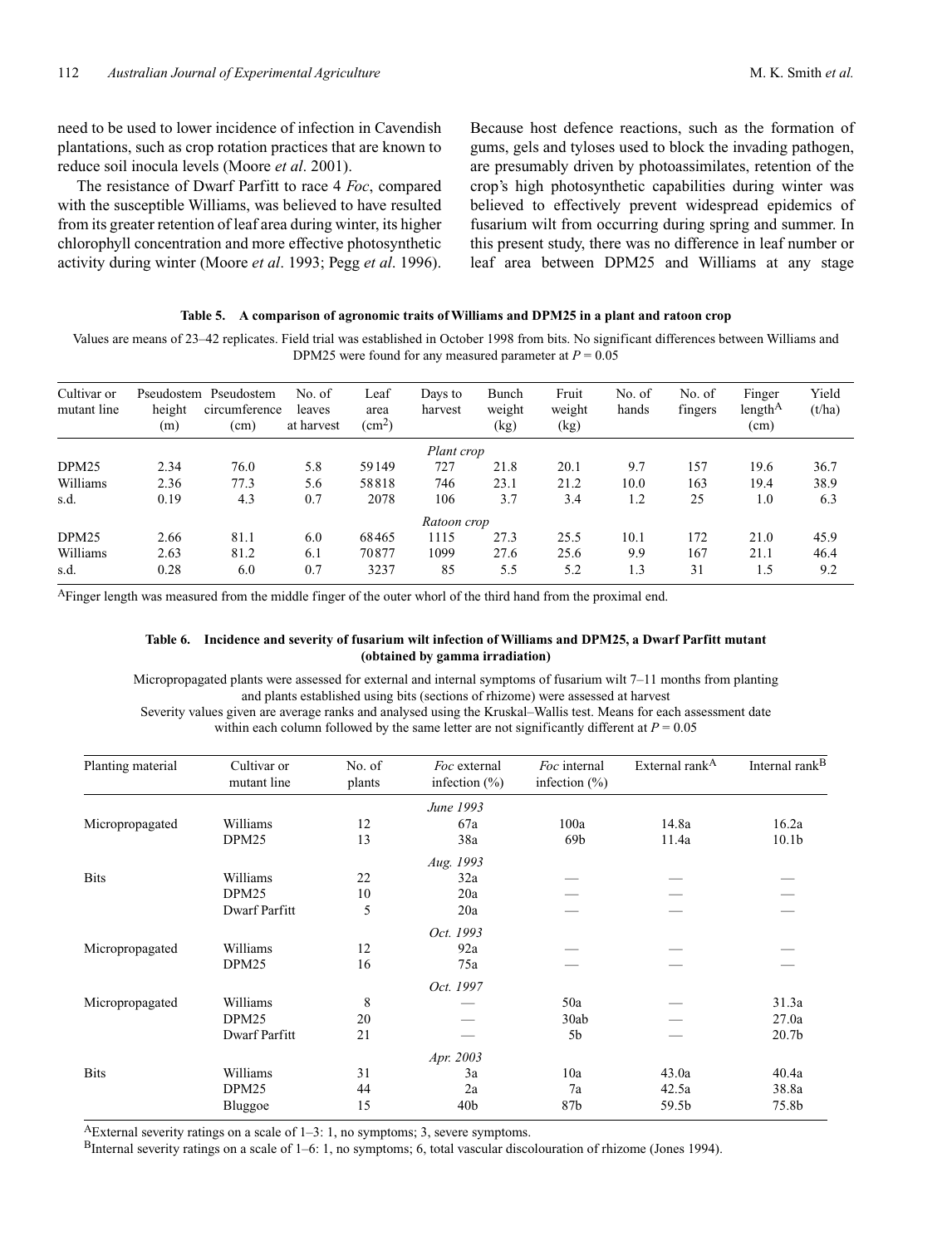need to be used to lower incidence of infection in Cavendish plantations, such as crop rotation practices that are known to reduce soil inocula levels (Moore *et al*. 2001).

The resistance of Dwarf Parfitt to race 4 *Foc*, compared with the susceptible Williams, was believed to have resulted from its greater retention of leaf area during winter, its higher chlorophyll concentration and more effective photosynthetic activity during winter (Moore *et al*. 1993; Pegg *et al*. 1996). Because host defence reactions, such as the formation of gums, gels and tyloses used to block the invading pathogen, are presumably driven by photoassimilates, retention of the crop's high photosynthetic capabilities during winter was believed to effectively prevent widespread epidemics of fusarium wilt from occurring during spring and summer. In this present study, there was no difference in leaf number or leaf area between DPM25 and Williams at any stage

**Table 5. A comparison of agronomic traits of Williams and DPM25 in a plant and ratoon crop**

Values are means of 23–42 replicates. Field trial was established in October 1998 from bits. No significant differences between Williams and DPM25 were found for any measured parameter at $P = 0.05$

| Cultivar or mutant line | Pseudostem height (m) | Pseudostem circumference (cm) | No. of leaves at harvest | Leaf area ($cm^2$) | Days to harvest | Bunch weight (kg) | Fruit weight (kg) | No. of hands | No. of fingers | Finger length[A] (cm) | Yield (t/ha) |
|---|---|---|---|---|---|---|---|---|---|---|---|
| | | | | | *Plant crop* | | | | | | |
| DPM25 | 2.34 | 76.0 | 5.8 | 59149 | 727 | 21.8 | 20.1 | 9.7 | 157 | 19.6 | 36.7 |
| Williams | 2.36 | 77.3 | 5.6 | 58818 | 746 | 23.1 | 21.2 | 10.0 | 163 | 19.4 | 38.9 |
| s.d. | 0.19 | 4.3 | 0.7 | 2078 | 106 | 3.7 | 3.4 | 1.2 | 25 | 1.0 | 6.3 |
| | | | | | *Ratoon crop* | | | | | | |
| DPM25 | 2.66 | 81.1 | 6.0 | 68465 | 1115 | 27.3 | 25.5 | 10.1 | 172 | 21.0 | 45.9 |
| Williams | 2.63 | 81.2 | 6.1 | 70877 | 1099 | 27.6 | 25.6 | 9.9 | 167 | 21.1 | 46.4 |
| s.d. | 0.28 | 6.0 | 0.7 | 3237 | 85 | 5.5 | 5.2 | 1.3 | 31 | 1.5 | 9.2 |

[A]Finger length was measured from the middle finger of the outer whorl of the third hand from the proximal end.

**Table 6. Incidence and severity of fusarium wilt infection of Williams and DPM25, a Dwarf Parfitt mutant (obtained by gamma irradiation)**

Micropropagated plants were assessed for external and internal symptoms of fusarium wilt 7–11 months from planting and plants established using bits (sections of rhizome) were assessed at harvest
Severity values given are average ranks and analysed using the Kruskal–Wallis test. Means for each assessment date within each column followed by the same letter are not significantly different at $P = 0.05$

| Planting material | Cultivar or mutant line | No. of plants | *Foc* external infection (%) | *Foc* internal infection (%) | External rank[A] | Internal rank[B] |
|---|---|---|---|---|---|---|
| | | | *June 1993* | | | |
| Micropropagated | Williams | 12 | 67a | 100a | 14.8a | 16.2a |
| | DPM25 | 13 | 38a | 69b | 11.4a | 10.1b |
| | | | *Aug. 1993* | | | |
| Bits | Williams | 22 | 32a | — | — | — |
| | DPM25 | 10 | 20a | — | — | — |
| | Dwarf Parfitt | 5 | 20a | — | — | — |
| | | | *Oct. 1993* | | | |
| Micropropagated | Williams | 12 | 92a | — | — | — |
| | DPM25 | 16 | 75a | — | — | — |
| | | | *Oct. 1997* | | | |
| Micropropagated | Williams | 8 | — | 50a | — | 31.3a |
| | DPM25 | 20 | — | 30ab | — | 27.0a |
| | Dwarf Parfitt | 21 | — | 5b | — | 20.7b |
| | | | *Apr. 2003* | | | |
| Bits | Williams | 31 | 3a | 10a | 43.0a | 40.4a |
| | DPM25 | 44 | 2a | 7a | 42.5a | 38.8a |
| | Bluggoe | 15 | 40b | 87b | 59.5b | 75.8b |

[A]External severity ratings on a scale of 1–3: 1, no symptoms; 3, severe symptoms.
[B]Internal severity ratings on a scale of 1–6: 1, no symptoms; 6, total vascular discolouration of rhizome (Jones 1994).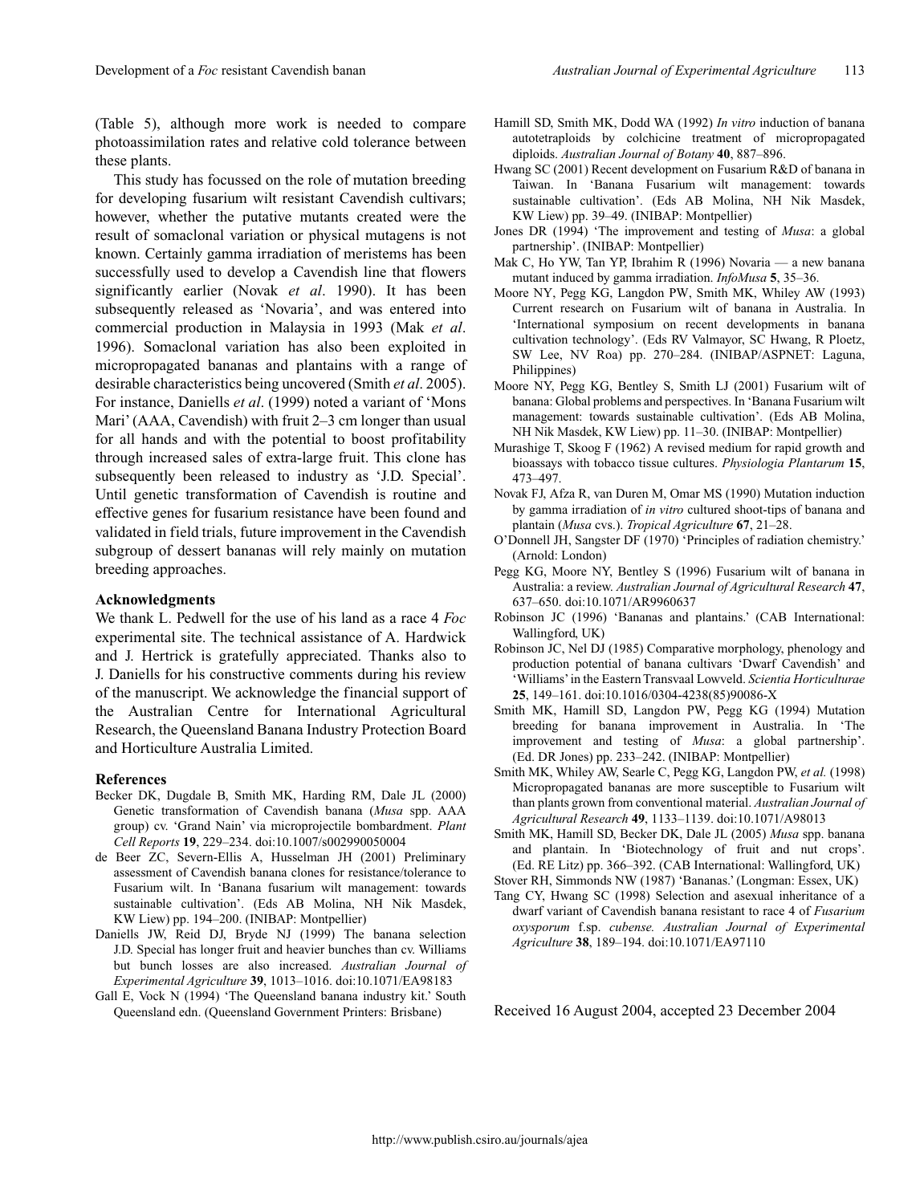(Table 5), although more work is needed to compare photoassimilation rates and relative cold tolerance between these plants.

This study has focussed on the role of mutation breeding for developing fusarium wilt resistant Cavendish cultivars; however, whether the putative mutants created were the result of somaclonal variation or physical mutagens is not known. Certainly gamma irradiation of meristems has been successfully used to develop a Cavendish line that flowers significantly earlier (Novak *et al*. 1990). It has been subsequently released as 'Novaria', and was entered into commercial production in Malaysia in 1993 (Mak *et al*. 1996). Somaclonal variation has also been exploited in micropropagated bananas and plantains with a range of desirable characteristics being uncovered (Smith *et al*. 2005). For instance, Daniells *et al*. (1999) noted a variant of 'Mons Mari' (AAA, Cavendish) with fruit 2–3 cm longer than usual for all hands and with the potential to boost profitability through increased sales of extra-large fruit. This clone has subsequently been released to industry as 'J.D. Special'. Until genetic transformation of Cavendish is routine and effective genes for fusarium resistance have been found and validated in field trials, future improvement in the Cavendish subgroup of dessert bananas will rely mainly on mutation breeding approaches.

## Acknowledgments

We thank L. Pedwell for the use of his land as a race 4 *Foc* experimental site. The technical assistance of A. Hardwick and J. Hertrick is gratefully appreciated. Thanks also to J. Daniells for his constructive comments during his review of the manuscript. We acknowledge the financial support of the Australian Centre for International Agricultural Research, the Queensland Banana Industry Protection Board and Horticulture Australia Limited.

## References

Becker DK, Dugdale B, Smith MK, Harding RM, Dale JL (2000) Genetic transformation of Cavendish banana (*Musa* spp. AAA group) cv. 'Grand Nain' via microprojectile bombardment. *Plant Cell Reports* **19**, 229–234. doi:10.1007/s002990050004

de Beer ZC, Severn-Ellis A, Husselman JH (2001) Preliminary assessment of Cavendish banana clones for resistance/tolerance to Fusarium wilt. In 'Banana fusarium wilt management: towards sustainable cultivation'. (Eds AB Molina, NH Nik Masdek, KW Liew) pp. 194–200. (INIBAP: Montpellier)

Daniells JW, Reid DJ, Bryde NJ (1999) The banana selection J.D. Special has longer fruit and heavier bunches than cv. Williams but bunch losses are also increased. *Australian Journal of Experimental Agriculture* **39**, 1013–1016. doi:10.1071/EA98183

Gall E, Vock N (1994) 'The Queensland banana industry kit.' South Queensland edn. (Queensland Government Printers: Brisbane)

Hamill SD, Smith MK, Dodd WA (1992) *In vitro* induction of banana autotetraploids by colchicine treatment of micropropagated diploids. *Australian Journal of Botany* **40**, 887–896.

Hwang SC (2001) Recent development on Fusarium R&D of banana in Taiwan. In 'Banana Fusarium wilt management: towards sustainable cultivation'. (Eds AB Molina, NH Nik Masdek, KW Liew) pp. 39–49. (INIBAP: Montpellier)

Jones DR (1994) 'The improvement and testing of *Musa*: a global partnership'. (INIBAP: Montpellier)

Mak C, Ho YW, Tan YP, Ibrahim R (1996) Novaria — a new banana mutant induced by gamma irradiation. *InfoMusa* **5**, 35–36.

Moore NY, Pegg KG, Langdon PW, Smith MK, Whiley AW (1993) Current research on Fusarium wilt of banana in Australia. In 'International symposium on recent developments in banana cultivation technology'. (Eds RV Valmayor, SC Hwang, R Ploetz, SW Lee, NV Roa) pp. 270–284. (INIBAP/ASPNET: Laguna, Philippines)

Moore NY, Pegg KG, Bentley S, Smith LJ (2001) Fusarium wilt of banana: Global problems and perspectives. In 'Banana Fusarium wilt management: towards sustainable cultivation'. (Eds AB Molina, NH Nik Masdek, KW Liew) pp. 11–30. (INIBAP: Montpellier)

Murashige T, Skoog F (1962) A revised medium for rapid growth and bioassays with tobacco tissue cultures. *Physiologia Plantarum* **15**, 473–497.

Novak FJ, Afza R, van Duren M, Omar MS (1990) Mutation induction by gamma irradiation of *in vitro* cultured shoot-tips of banana and plantain (*Musa* cvs.). *Tropical Agriculture* **67**, 21–28.

O'Donnell JH, Sangster DF (1970) 'Principles of radiation chemistry.' (Arnold: London)

Pegg KG, Moore NY, Bentley S (1996) Fusarium wilt of banana in Australia: a review. *Australian Journal of Agricultural Research* **47**, 637–650. doi:10.1071/AR9960637

Robinson JC (1996) 'Bananas and plantains.' (CAB International: Wallingford, UK)

Robinson JC, Nel DJ (1985) Comparative morphology, phenology and production potential of banana cultivars 'Dwarf Cavendish' and 'Williams' in the Eastern Transvaal Lowveld. *Scientia Horticulturae* **25**, 149–161. doi:10.1016/0304-4238(85)90086-X

Smith MK, Hamill SD, Langdon PW, Pegg KG (1994) Mutation breeding for banana improvement in Australia. In 'The improvement and testing of *Musa*: a global partnership'. (Ed. DR Jones) pp. 233–242. (INIBAP: Montpellier)

Smith MK, Whiley AW, Searle C, Pegg KG, Langdon PW, *et al.* (1998) Micropropagated bananas are more susceptible to Fusarium wilt than plants grown from conventional material. *Australian Journal of Agricultural Research* **49**, 1133–1139. doi:10.1071/A98013

Smith MK, Hamill SD, Becker DK, Dale JL (2005) *Musa* spp. banana and plantain. In 'Biotechnology of fruit and nut crops'. (Ed. RE Litz) pp. 366–392. (CAB International: Wallingford, UK)

Stover RH, Simmonds NW (1987) 'Bananas.' (Longman: Essex, UK)

Tang CY, Hwang SC (1998) Selection and asexual inheritance of a dwarf variant of Cavendish banana resistant to race 4 of *Fusarium oxysporum* f.sp. *cubense. Australian Journal of Experimental Agriculture* **38**, 189–194. doi:10.1071/EA97110

Received 16 August 2004, accepted 23 December 2004